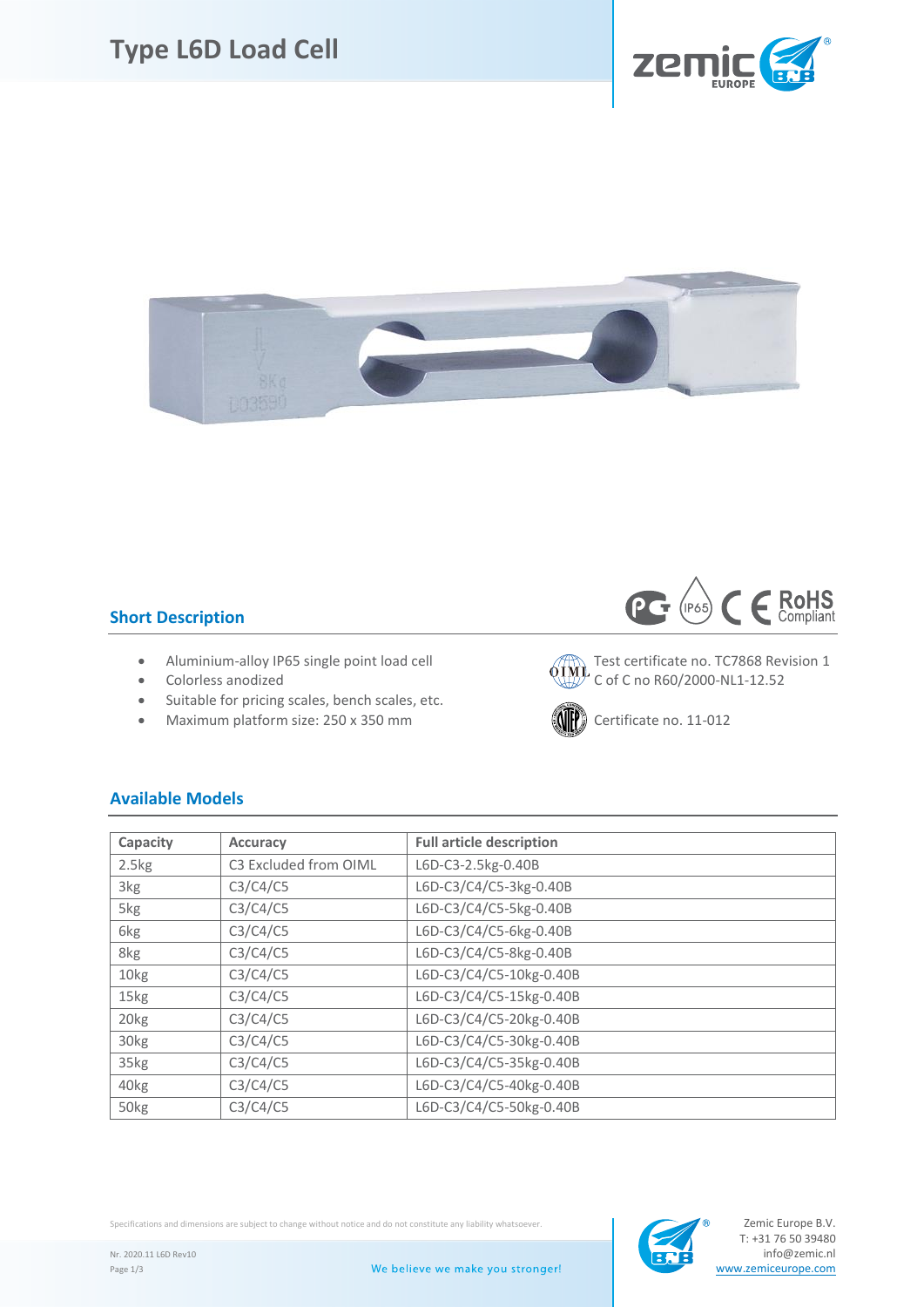# Type L6D Load Cell

## Short Description

- Aluminium-alloy IP65 single point load cell
- Colorless anodized
- Suitable for pricing scales, bench scales, etc.
- Maximum platform size: 250 x 350 mm

Test certificate no. TC7868 Revision 1
C of C no R60/2000-NL1-12.52

Certificate no. 11-012

## Available Models

| Capacity | Accuracy | Full article description |
|---|---|---|
| 2.5kg | C3 Excluded from OIML | L6D-C3-2.5kg-0.40B |
| 3kg | C3/C4/C5 | L6D-C3/C4/C5-3kg-0.40B |
| 5kg | C3/C4/C5 | L6D-C3/C4/C5-5kg-0.40B |
| 6kg | C3/C4/C5 | L6D-C3/C4/C5-6kg-0.40B |
| 8kg | C3/C4/C5 | L6D-C3/C4/C5-8kg-0.40B |
| 10kg | C3/C4/C5 | L6D-C3/C4/C5-10kg-0.40B |
| 15kg | C3/C4/C5 | L6D-C3/C4/C5-15kg-0.40B |
| 20kg | C3/C4/C5 | L6D-C3/C4/C5-20kg-0.40B |
| 30kg | C3/C4/C5 | L6D-C3/C4/C5-30kg-0.40B |
| 35kg | C3/C4/C5 | L6D-C3/C4/C5-35kg-0.40B |
| 40kg | C3/C4/C5 | L6D-C3/C4/C5-40kg-0.40B |
| 50kg | C3/C4/C5 | L6D-C3/C4/C5-50kg-0.40B |

Specifications and dimensions are subject to change without notice and do not constitute any liability whatsoever.

Nr. 2020.11 L6D Rev10

We believe we make you stronger!

Zemic Europe B.V.
T: +31 76 50 39480
info@zemic.nl
www.zemiceurope.com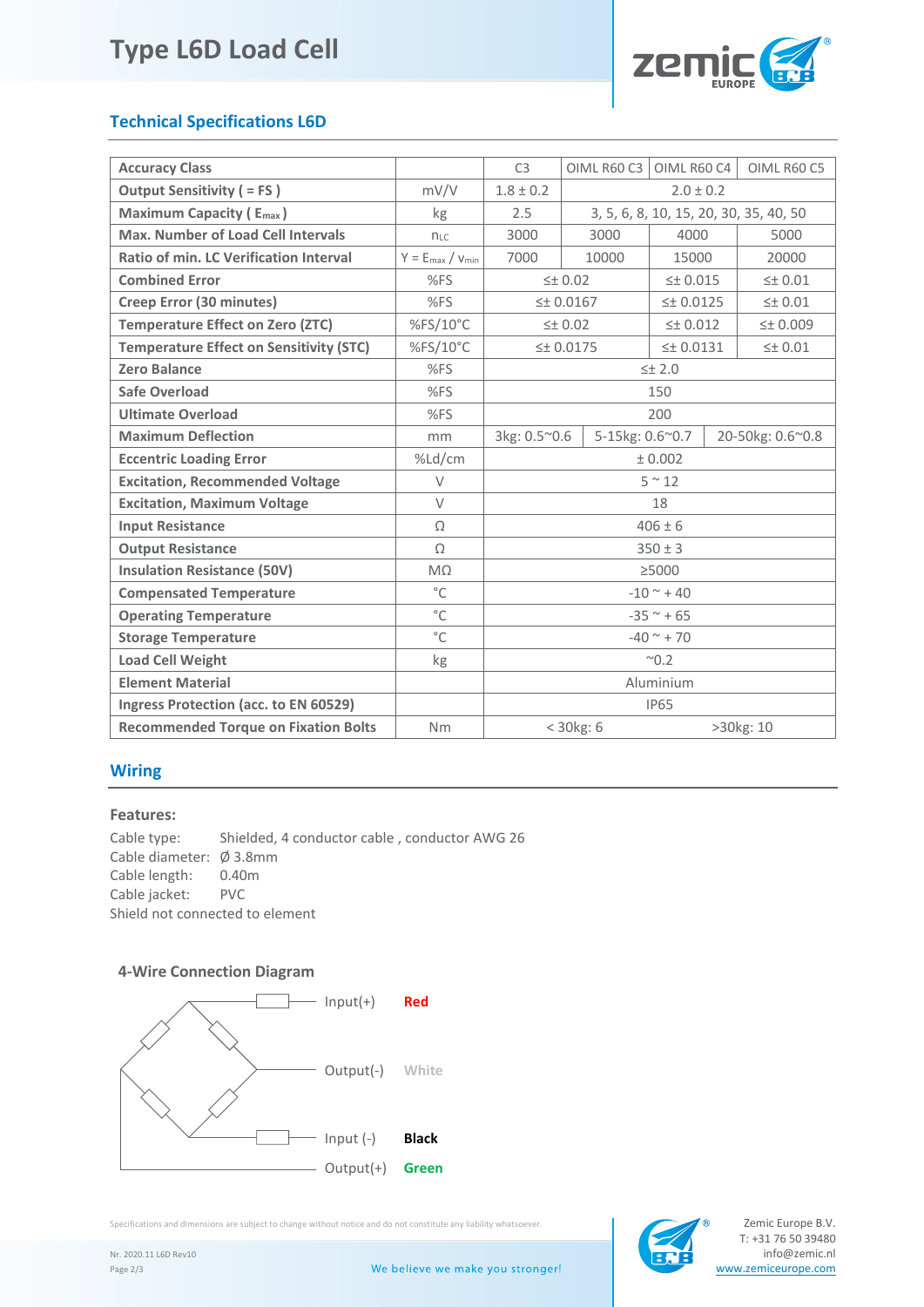# Type L6D Load Cell

## Technical Specifications L6D

| Accuracy Class | | C3 | OIML R60 C3 | OIML R60 C4 | OIML R60 C5 |
|---|---|---|---|---|---|
| Output Sensitivity ( = FS ) | mV/V | 1.8 ± 0.2 | 2.0 ± 0.2 | | |
| Maximum Capacity ( $E_{max}$ ) | kg | 2.5 | 3, 5, 6, 8, 10, 15, 20, 30, 35, 40, 50 | | |
| Max. Number of Load Cell Intervals | $n_{LC}$ | 3000 | 3000 | 4000 | 5000 |
| Ratio of min. LC Verification Interval | $Y = E_{max} / v_{min}$ | 7000 | 10000 | 15000 | 20000 |
| Combined Error | %FS | ≤± 0.02 | | ≤± 0.015 | ≤± 0.01 |
| Creep Error (30 minutes) | %FS | ≤± 0.0167 | | ≤± 0.0125 | ≤± 0.01 |
| Temperature Effect on Zero (ZTC) | %FS/10°C | ≤± 0.02 | | ≤± 0.012 | ≤± 0.009 |
| Temperature Effect on Sensitivity (STC) | %FS/10°C | ≤± 0.0175 | | ≤± 0.0131 | ≤± 0.01 |
| Zero Balance | %FS | ≤± 2.0 | | | |
| Safe Overload | %FS | 150 | | | |
| Ultimate Overload | %FS | 200 | | | |
| Maximum Deflection | mm | 3kg: 0.5~0.6 | 5-15kg: 0.6~0.7 | 20-50kg: 0.6~0.8 | |
| Eccentric Loading Error | %Ld/cm | ± 0.002 | | | |
| Excitation, Recommended Voltage | V | 5 ~ 12 | | | |
| Excitation, Maximum Voltage | V | 18 | | | |
| Input Resistance | Ω | 406 ± 6 | | | |
| Output Resistance | Ω | 350 ± 3 | | | |
| Insulation Resistance (50V) | MΩ | ≥5000 | | | |
| Compensated Temperature | °C | -10 ~ + 40 | | | |
| Operating Temperature | °C | -35 ~ + 65 | | | |
| Storage Temperature | °C | -40 ~ + 70 | | | |
| Load Cell Weight | kg | ~0.2 | | | |
| Element Material | | Aluminium | | | |
| Ingress Protection (acc. to EN 60529) | | IP65 | | | |
| Recommended Torque on Fixation Bolts | Nm | < 30kg: 6 | | >30kg: 10 | |

## Wiring

### Features:

Cable type: Shielded, 4 conductor cable , conductor AWG 26
Cable diameter: Ø 3.8mm
Cable length: 0.40m
Cable jacket: PVC
Shield not connected to element

### 4-Wire Connection Diagram

| Signal | Color |
|---|---|
| Input(+) | Red |
| Output(-) | White |
| Input (-) | Black |
| Output(+) | Green |

Specifications and dimensions are subject to change without notice and do not constitute any liability whatsoever.

Nr. 2020.11 L6D Rev10

We believe we make you stronger!

Zemic Europe B.V.
T: +31 76 50 39480
info@zemic.nl
www.zemiceurope.com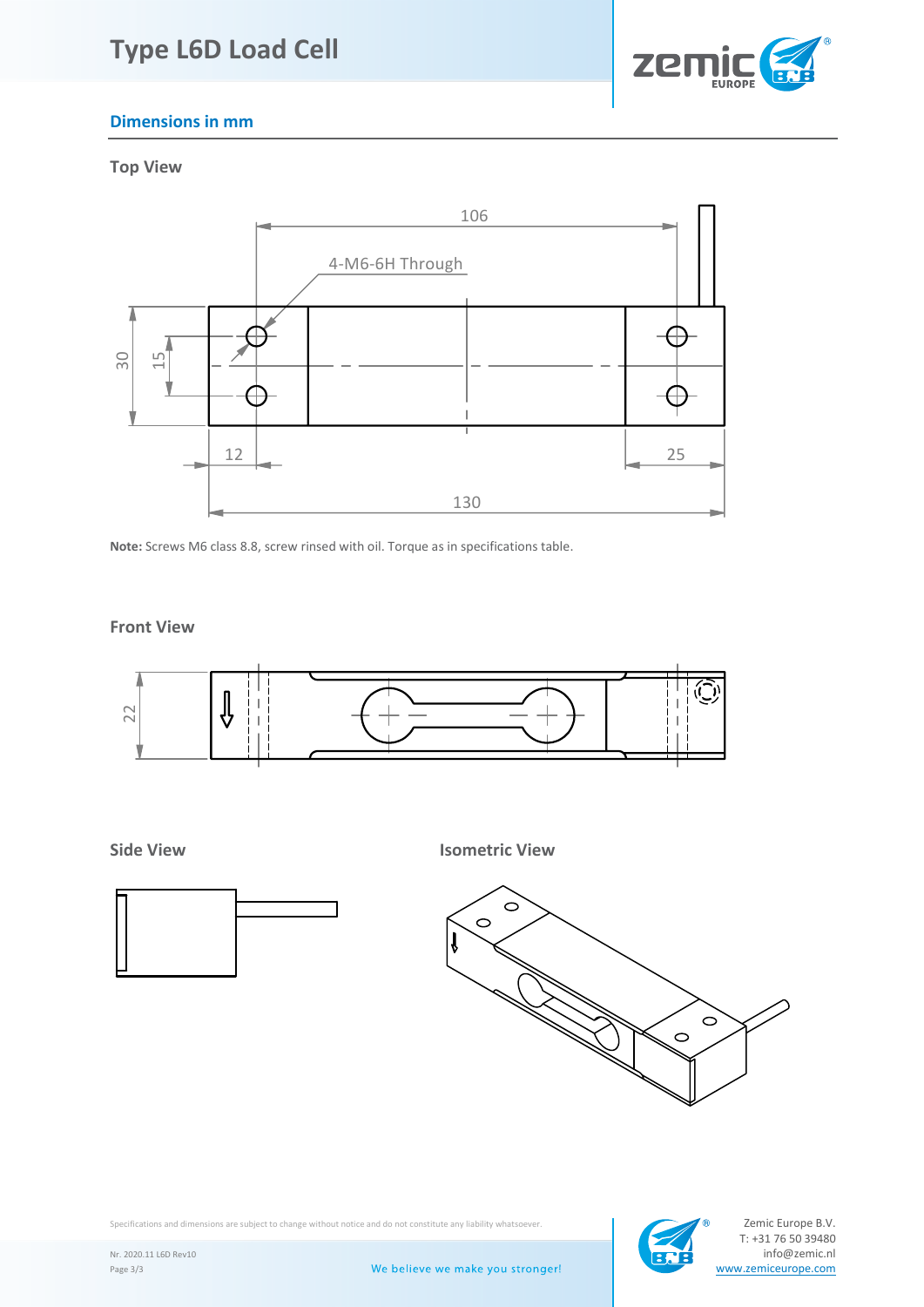# Type L6D Load Cell

## Dimensions in mm

### Top View

106

4-M6-6H Through

30

15

12

25

130

**Note:** Screws M6 class 8.8, screw rinsed with oil. Torque as in specifications table.

### Front View

22

### Side View

### Isometric View

Specifications and dimensions are subject to change without notice and do not constitute any liability whatsoever.

Nr. 2020.11 L6D Rev10

We believe we make you stronger!

Zemic Europe B.V.
T: +31 76 50 39480
info@zemic.nl
www.zemiceurope.com